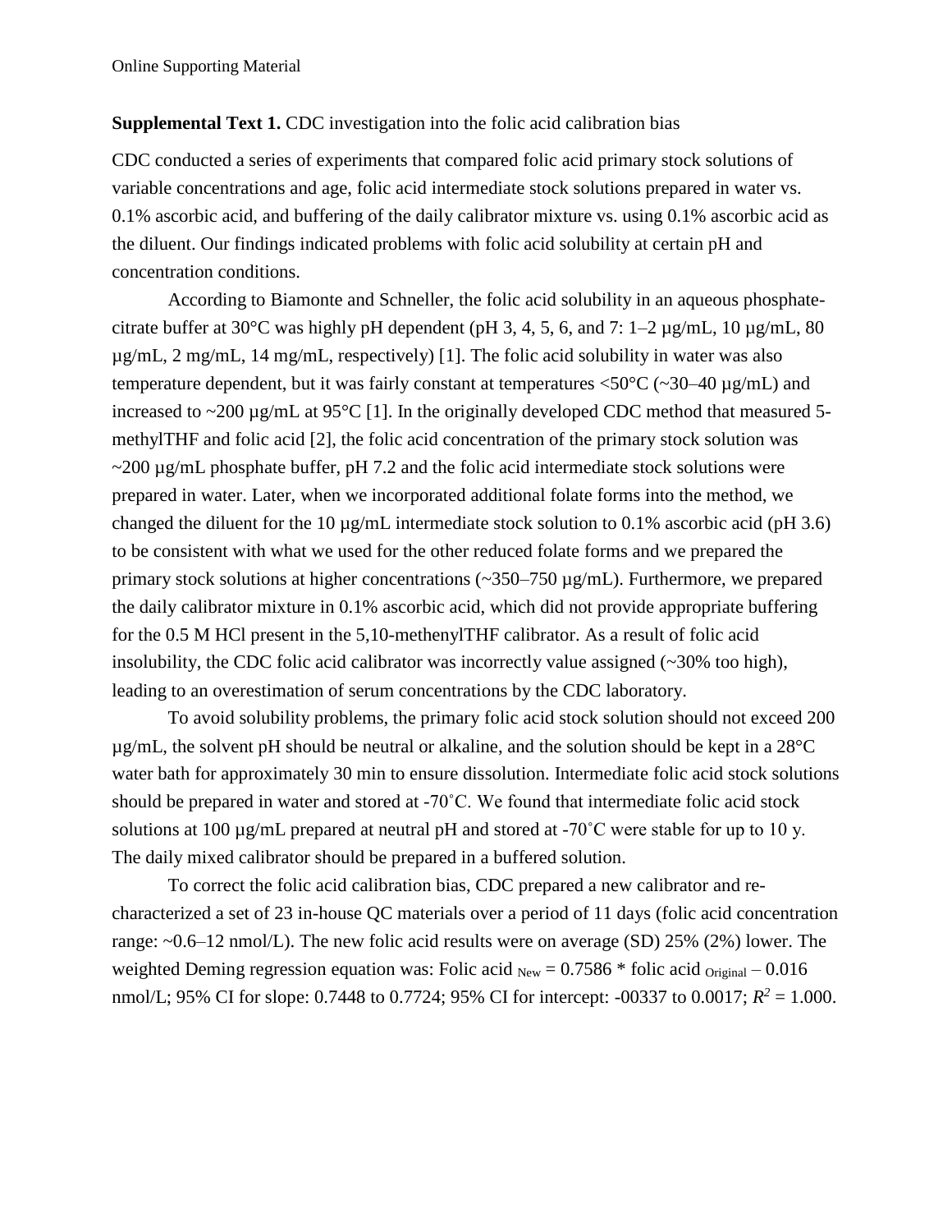Online Supporting Material

**Supplemental Text 1.** CDC investigation into the folic acid calibration bias

CDC conducted a series of experiments that compared folic acid primary stock solutions of variable concentrations and age, folic acid intermediate stock solutions prepared in water vs. 0.1% ascorbic acid, and buffering of the daily calibrator mixture vs. using 0.1% ascorbic acid as the diluent. Our findings indicated problems with folic acid solubility at certain pH and concentration conditions.

According to Biamonte and Schneller, the folic acid solubility in an aqueous phosphate-citrate buffer at 30°C was highly pH dependent (pH 3, 4, 5, 6, and 7: 1–2 µg/mL, 10 µg/mL, 80 µg/mL, 2 mg/mL, 14 mg/mL, respectively) [1]. The folic acid solubility in water was also temperature dependent, but it was fairly constant at temperatures <50°C (~30–40 µg/mL) and increased to ~200 µg/mL at 95°C [1]. In the originally developed CDC method that measured 5-methylTHF and folic acid [2], the folic acid concentration of the primary stock solution was ~200 µg/mL phosphate buffer, pH 7.2 and the folic acid intermediate stock solutions were prepared in water. Later, when we incorporated additional folate forms into the method, we changed the diluent for the 10 µg/mL intermediate stock solution to 0.1% ascorbic acid (pH 3.6) to be consistent with what we used for the other reduced folate forms and we prepared the primary stock solutions at higher concentrations (~350–750 µg/mL). Furthermore, we prepared the daily calibrator mixture in 0.1% ascorbic acid, which did not provide appropriate buffering for the 0.5 M HCl present in the 5,10-methenylTHF calibrator. As a result of folic acid insolubility, the CDC folic acid calibrator was incorrectly value assigned (~30% too high), leading to an overestimation of serum concentrations by the CDC laboratory.

To avoid solubility problems, the primary folic acid stock solution should not exceed 200 µg/mL, the solvent pH should be neutral or alkaline, and the solution should be kept in a 28°C water bath for approximately 30 min to ensure dissolution. Intermediate folic acid stock solutions should be prepared in water and stored at -70˚C. We found that intermediate folic acid stock solutions at 100 µg/mL prepared at neutral pH and stored at -70˚C were stable for up to 10 y. The daily mixed calibrator should be prepared in a buffered solution.

To correct the folic acid calibration bias, CDC prepared a new calibrator and re-characterized a set of 23 in-house QC materials over a period of 11 days (folic acid concentration range: ~0.6–12 nmol/L). The new folic acid results were on average (SD) 25% (2%) lower. The weighted Deming regression equation was: Folic acid $_{New}$ = 0.7586 * folic acid $_{Original}$ – 0.016 nmol/L; 95% CI for slope: 0.7448 to 0.7724; 95% CI for intercept: -00337 to 0.0017; $R^2$ = 1.000.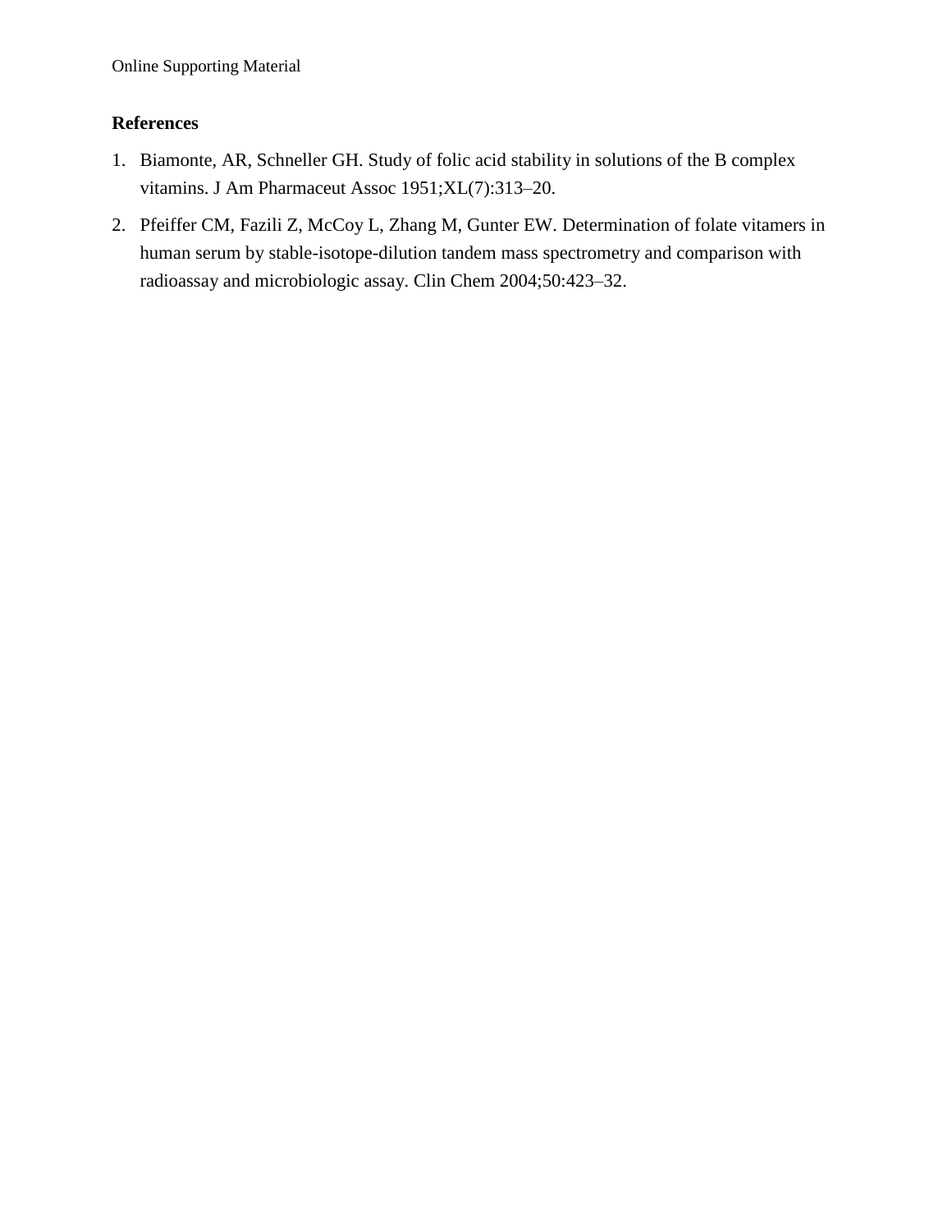## References

1. Biamonte, AR, Schneller GH. Study of folic acid stability in solutions of the B complex vitamins. J Am Pharmaceut Assoc 1951;XL(7):313–20.
2. Pfeiffer CM, Fazili Z, McCoy L, Zhang M, Gunter EW. Determination of folate vitamers in human serum by stable-isotope-dilution tandem mass spectrometry and comparison with radioassay and microbiologic assay. Clin Chem 2004;50:423–32.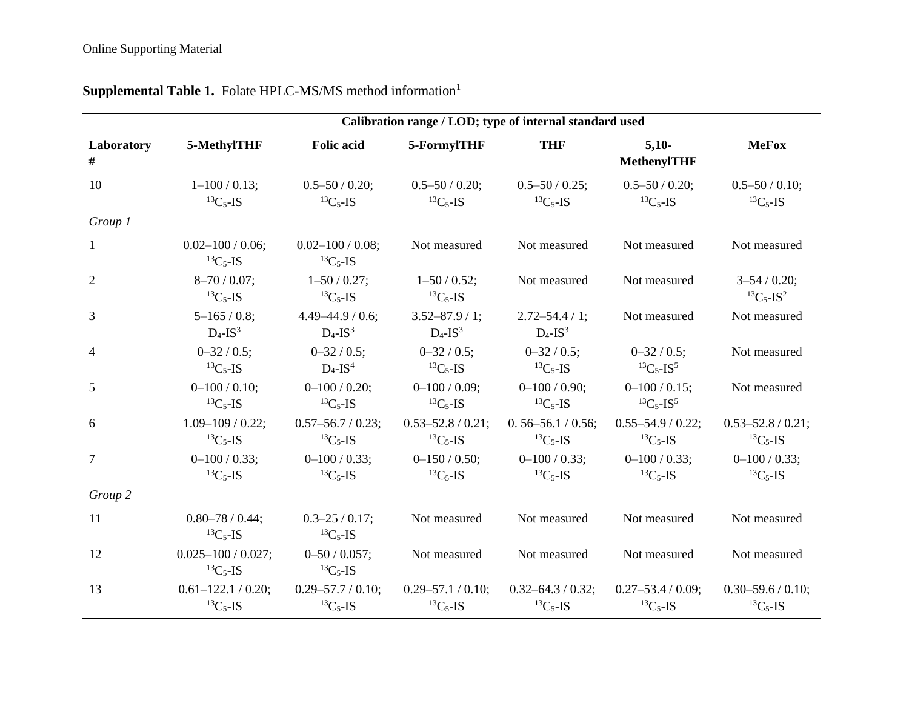**Supplemental Table 1.** Folate HPLC-MS/MS method information[1]

| | Calibration range / LOD; type of internal standard used | | | | | |
|---|---|---|---|---|---|---|
| **Laboratory #** | **5-MethylTHF** | **Folic acid** | **5-FormylTHF** | **THF** | **5,10-MethenylTHF** | **MeFox** |
| 10 | 1–100 / 0.13; $^{13}C_5$-IS | 0.5–50 / 0.20; $^{13}C_5$-IS | 0.5–50 / 0.20; $^{13}C_5$-IS | 0.5–50 / 0.25; $^{13}C_5$-IS | 0.5–50 / 0.20; $^{13}C_5$-IS | 0.5–50 / 0.10; $^{13}C_5$-IS |
| *Group 1* | | | | | | |
| 1 | 0.02–100 / 0.06; $^{13}C_5$-IS | 0.02–100 / 0.08; $^{13}C_5$-IS | Not measured | Not measured | Not measured | Not measured |
| 2 | 8–70 / 0.07; $^{13}C_5$-IS | 1–50 / 0.27; $^{13}C_5$-IS | 1–50 / 0.52; $^{13}C_5$-IS | Not measured | Not measured | 3–54 / 0.20; $^{13}C_5$-IS[2] |
| 3 | 5–165 / 0.8; $D_4$-IS[3] | 4.49–44.9 / 0.6; $D_4$-IS[3] | 3.52–87.9 / 1; $D_4$-IS[3] | 2.72–54.4 / 1; $D_4$-IS[3] | Not measured | Not measured |
| 4 | 0–32 / 0.5; $^{13}C_5$-IS | 0–32 / 0.5; $D_4$-IS[4] | 0–32 / 0.5; $^{13}C_5$-IS | 0–32 / 0.5; $^{13}C_5$-IS | 0–32 / 0.5; $^{13}C_5$-IS[5] | Not measured |
| 5 | 0–100 / 0.10; $^{13}C_5$-IS | 0–100 / 0.20; $^{13}C_5$-IS | 0–100 / 0.09; $^{13}C_5$-IS | 0–100 / 0.90; $^{13}C_5$-IS | 0–100 / 0.15; $^{13}C_5$-IS[5] | Not measured |
| 6 | 1.09–109 / 0.22; $^{13}C_5$-IS | 0.57–56.7 / 0.23; $^{13}C_5$-IS | 0.53–52.8 / 0.21; $^{13}C_5$-IS | 0. 56–56.1 / 0.56; $^{13}C_5$-IS | 0.55–54.9 / 0.22; $^{13}C_5$-IS | 0.53–52.8 / 0.21; $^{13}C_5$-IS |
| 7 | 0–100 / 0.33; $^{13}C_5$-IS | 0–100 / 0.33; $^{13}C_5$-IS | 0–150 / 0.50; $^{13}C_5$-IS | 0–100 / 0.33; $^{13}C_5$-IS | 0–100 / 0.33; $^{13}C_5$-IS | 0–100 / 0.33; $^{13}C_5$-IS |
| *Group 2* | | | | | | |
| 11 | 0.80–78 / 0.44; $^{13}C_5$-IS | 0.3–25 / 0.17; $^{13}C_5$-IS | Not measured | Not measured | Not measured | Not measured |
| 12 | 0.025–100 / 0.027; $^{13}C_5$-IS | 0–50 / 0.057; $^{13}C_5$-IS | Not measured | Not measured | Not measured | Not measured |
| 13 | 0.61–122.1 / 0.20; $^{13}C_5$-IS | 0.29–57.7 / 0.10; $^{13}C_5$-IS | 0.29–57.1 / 0.10; $^{13}C_5$-IS | 0.32–64.3 / 0.32; $^{13}C_5$-IS | 0.27–53.4 / 0.09; $^{13}C_5$-IS | 0.30–59.6 / 0.10; $^{13}C_5$-IS |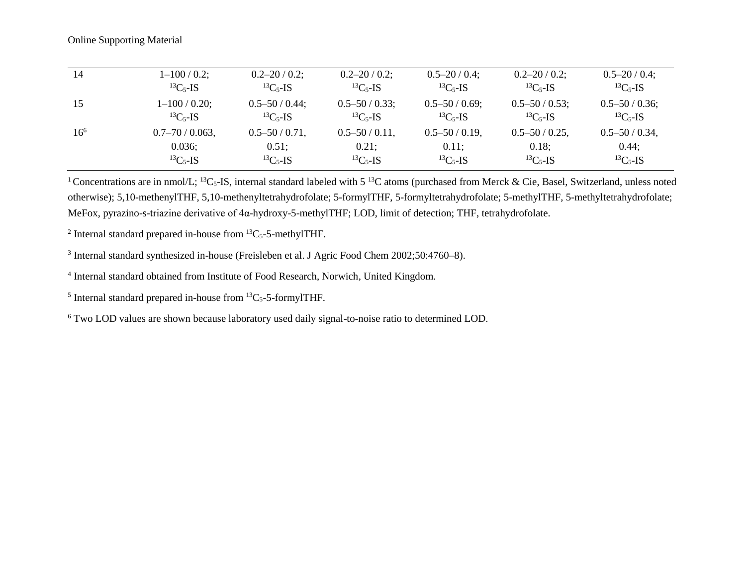Online Supporting Material

| | | | | | | |
|---|---|---|---|---|---|---|
| 14 | 1–100 / 0.2; $^{13}C_5$-IS | 0.2–20 / 0.2; $^{13}C_5$-IS | 0.2–20 / 0.2; $^{13}C_5$-IS | 0.5–20 / 0.4; $^{13}C_5$-IS | 0.2–20 / 0.2; $^{13}C_5$-IS | 0.5–20 / 0.4; $^{13}C_5$-IS |
| 15 | 1–100 / 0.20; $^{13}C_5$-IS | 0.5–50 / 0.44; $^{13}C_5$-IS | 0.5–50 / 0.33; $^{13}C_5$-IS | 0.5–50 / 0.69; $^{13}C_5$-IS | 0.5–50 / 0.53; $^{13}C_5$-IS | 0.5–50 / 0.36; $^{13}C_5$-IS |
| 16[6] | 0.7–70 / 0.063, 0.036; $^{13}C_5$-IS | 0.5–50 / 0.71, 0.51; $^{13}C_5$-IS | 0.5–50 / 0.11, 0.21; $^{13}C_5$-IS | 0.5–50 / 0.19, 0.11; $^{13}C_5$-IS | 0.5–50 / 0.25, 0.18; $^{13}C_5$-IS | 0.5–50 / 0.34, 0.44; $^{13}C_5$-IS |

[1] Concentrations are in nmol/L; $^{13}C_5$-IS, internal standard labeled with 5 $^{13}C$ atoms (purchased from Merck & Cie, Basel, Switzerland, unless noted otherwise); 5,10-methenylTHF, 5,10-methenyltetrahydrofolate; 5-formylTHF, 5-formyltetrahydrofolate; 5-methylTHF, 5-methyltetrahydrofolate; MeFox, pyrazino-s-triazine derivative of 4α-hydroxy-5-methylTHF; LOD, limit of detection; THF, tetrahydrofolate.

[2] Internal standard prepared in-house from $^{13}C_5$-5-methylTHF.

[3] Internal standard synthesized in-house (Freisleben et al. J Agric Food Chem 2002;50:4760–8).

[4] Internal standard obtained from Institute of Food Research, Norwich, United Kingdom.

[5] Internal standard prepared in-house from $^{13}C_5$-5-formylTHF.

[6] Two LOD values are shown because laboratory used daily signal-to-noise ratio to determined LOD.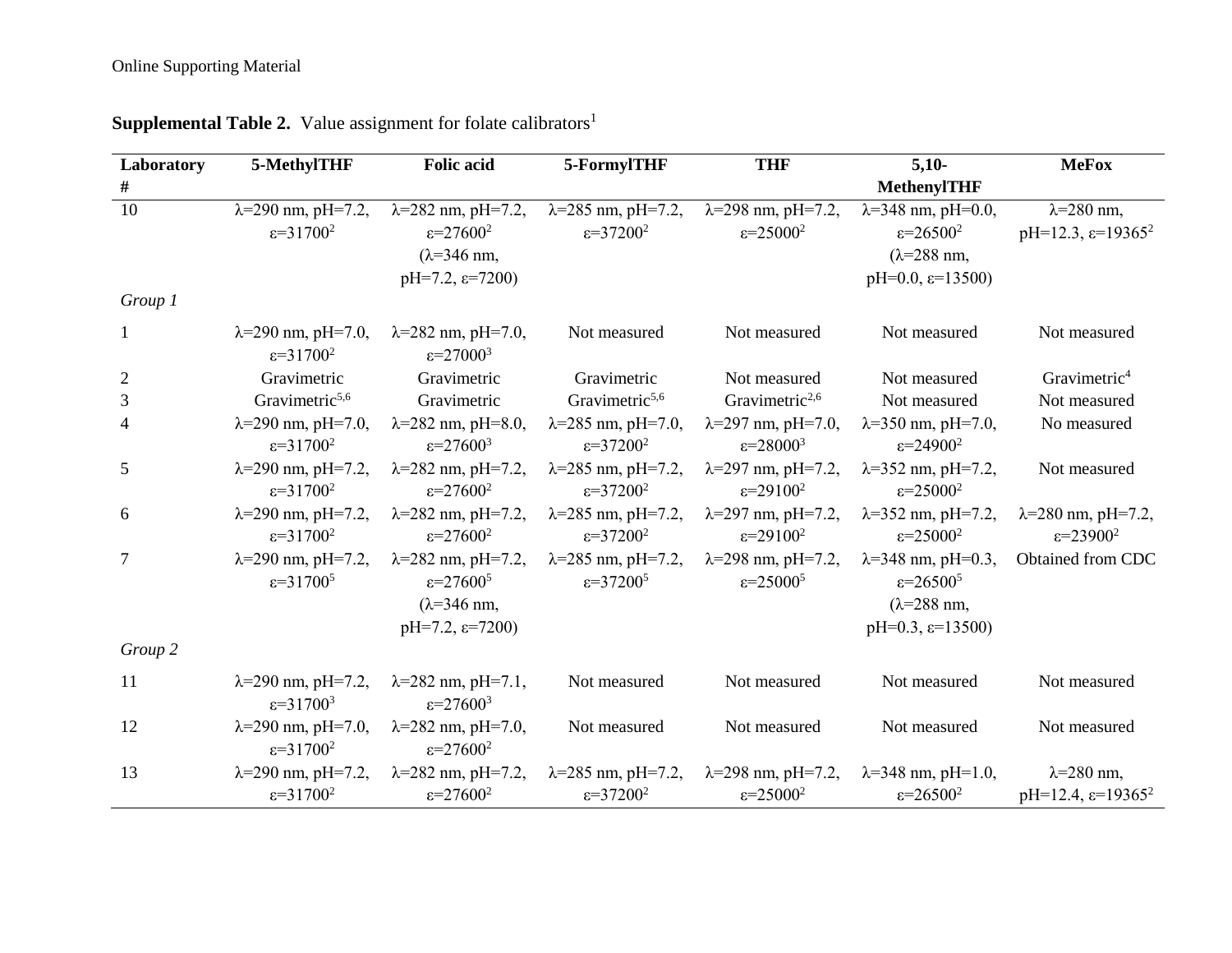Online Supporting Material

**Supplemental Table 2.** Value assignment for folate calibrators[1]

| Laboratory # | 5-MethylTHF | Folic acid | 5-FormylTHF | THF | 5,10-MethenylTHF | MeFox |
|---|---|---|---|---|---|---|
| 10 | λ=290 nm, pH=7.2, ε=31700[2] | λ=282 nm, pH=7.2, ε=27600[2] (λ=346 nm, pH=7.2, ε=7200) | λ=285 nm, pH=7.2, ε=37200[2] | λ=298 nm, pH=7.2, ε=25000[2] | λ=348 nm, pH=0.0, ε=26500[2] (λ=288 nm, pH=0.0, ε=13500) | λ=280 nm, pH=12.3, ε=19365[2] |
| *Group 1* | | | | | | |
| 1 | λ=290 nm, pH=7.0, ε=31700[2] | λ=282 nm, pH=7.0, ε=27000[3] | Not measured | Not measured | Not measured | Not measured |
| 2 | Gravimetric | Gravimetric | Gravimetric | Not measured | Not measured | Gravimetric[4] |
| 3 | Gravimetric[5,6] | Gravimetric | Gravimetric[5,6] | Gravimetric[2,6] | Not measured | Not measured |
| 4 | λ=290 nm, pH=7.0, ε=31700[2] | λ=282 nm, pH=8.0, ε=27600[3] | λ=285 nm, pH=7.0, ε=37200[2] | λ=297 nm, pH=7.0, ε=28000[3] | λ=350 nm, pH=7.0, ε=24900[2] | No measured |
| 5 | λ=290 nm, pH=7.2, ε=31700[2] | λ=282 nm, pH=7.2, ε=27600[2] | λ=285 nm, pH=7.2, ε=37200[2] | λ=297 nm, pH=7.2, ε=29100[2] | λ=352 nm, pH=7.2, ε=25000[2] | Not measured |
| 6 | λ=290 nm, pH=7.2, ε=31700[2] | λ=282 nm, pH=7.2, ε=27600[2] | λ=285 nm, pH=7.2, ε=37200[2] | λ=297 nm, pH=7.2, ε=29100[2] | λ=352 nm, pH=7.2, ε=25000[2] | λ=280 nm, pH=7.2, ε=23900[2] |
| 7 | λ=290 nm, pH=7.2, ε=31700[5] | λ=282 nm, pH=7.2, ε=27600[5] (λ=346 nm, pH=7.2, ε=7200) | λ=285 nm, pH=7.2, ε=37200[5] | λ=298 nm, pH=7.2, ε=25000[5] | λ=348 nm, pH=0.3, ε=26500[5] (λ=288 nm, pH=0.3, ε=13500) | Obtained from CDC |
| *Group 2* | | | | | | |
| 11 | λ=290 nm, pH=7.2, ε=31700[3] | λ=282 nm, pH=7.1, ε=27600[3] | Not measured | Not measured | Not measured | Not measured |
| 12 | λ=290 nm, pH=7.0, ε=31700[2] | λ=282 nm, pH=7.0, ε=27600[2] | Not measured | Not measured | Not measured | Not measured |
| 13 | λ=290 nm, pH=7.2, ε=31700[2] | λ=282 nm, pH=7.2, ε=27600[2] | λ=285 nm, pH=7.2, ε=37200[2] | λ=298 nm, pH=7.2, ε=25000[2] | λ=348 nm, pH=1.0, ε=26500[2] | λ=280 nm, pH=12.4, ε=19365[2] |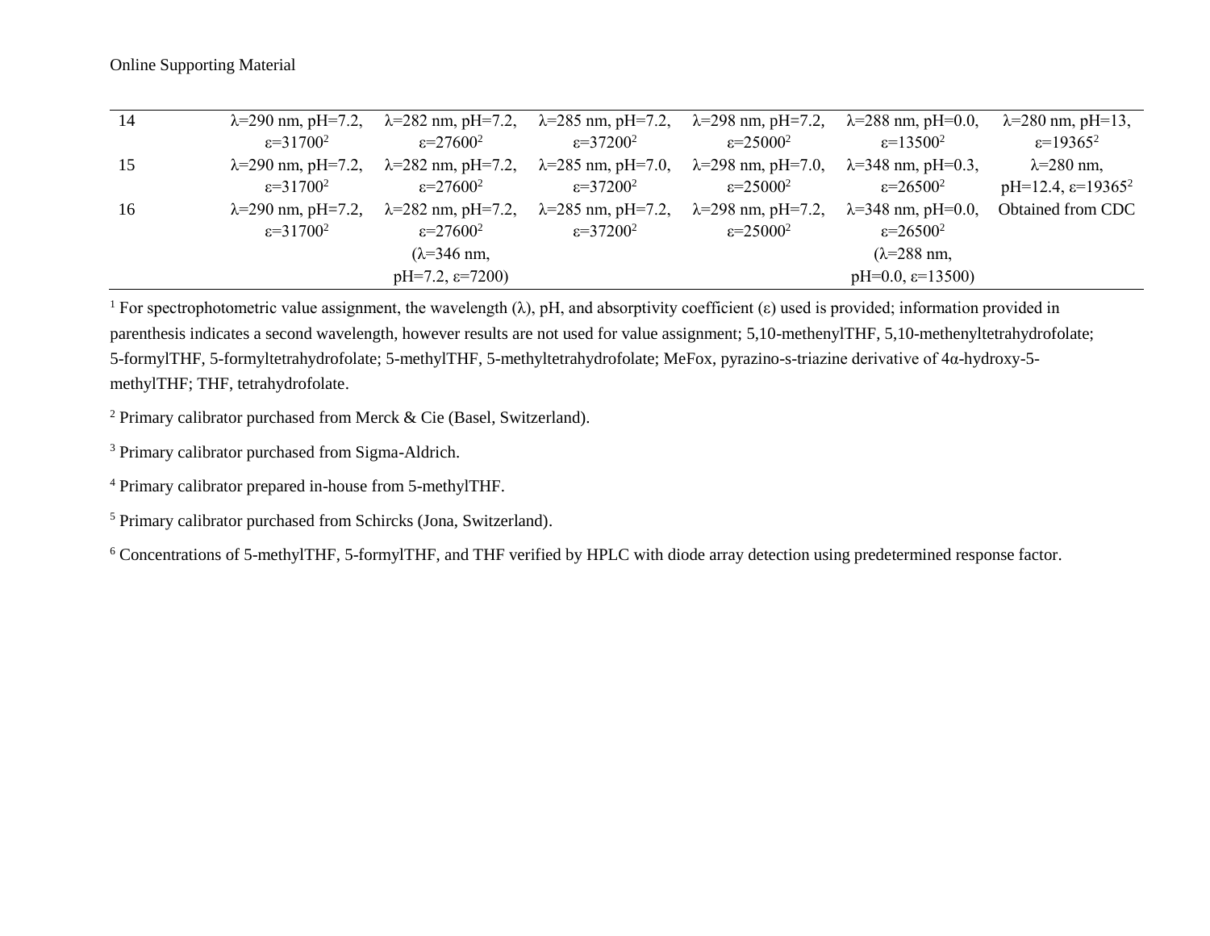Online Supporting Material

| | | | | | | |
|---|---|---|---|---|---|---|
| 14 | λ=290 nm, pH=7.2, ε=31700[2] | λ=282 nm, pH=7.2, ε=27600[2] | λ=285 nm, pH=7.2, ε=37200[2] | λ=298 nm, pH=7.2, ε=25000[2] | λ=288 nm, pH=0.0, ε=13500[2] | λ=280 nm, pH=13, ε=19365[2] |
| 15 | λ=290 nm, pH=7.2, ε=31700[2] | λ=282 nm, pH=7.2, ε=27600[2] | λ=285 nm, pH=7.0, ε=37200[2] | λ=298 nm, pH=7.0, ε=25000[2] | λ=348 nm, pH=0.3, ε=26500[2] | λ=280 nm, pH=12.4, ε=19365[2] |
| 16 | λ=290 nm, pH=7.2, ε=31700[2] | λ=282 nm, pH=7.2, ε=27600[2] (λ=346 nm, pH=7.2, ε=7200) | λ=285 nm, pH=7.2, ε=37200[2] | λ=298 nm, pH=7.2, ε=25000[2] | λ=348 nm, pH=0.0, ε=26500[2] (λ=288 nm, pH=0.0, ε=13500) | Obtained from CDC |

[1] For spectrophotometric value assignment, the wavelength (λ), pH, and absorptivity coefficient (ε) used is provided; information provided in parenthesis indicates a second wavelength, however results are not used for value assignment; 5,10-methenylTHF, 5,10-methenyltetrahydrofolate; 5-formylTHF, 5-formyltetrahydrofolate; 5-methylTHF, 5-methyltetrahydrofolate; MeFox, pyrazino-s-triazine derivative of 4α-hydroxy-5-methylTHF; THF, tetrahydrofolate.

[2] Primary calibrator purchased from Merck & Cie (Basel, Switzerland).

[3] Primary calibrator purchased from Sigma-Aldrich.

[4] Primary calibrator prepared in-house from 5-methylTHF.

[5] Primary calibrator purchased from Schircks (Jona, Switzerland).

[6] Concentrations of 5-methylTHF, 5-formylTHF, and THF verified by HPLC with diode array detection using predetermined response factor.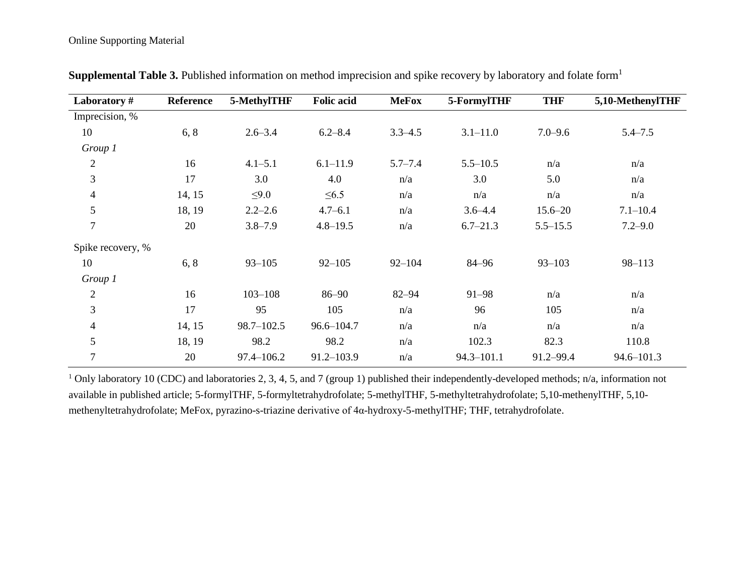**Supplemental Table 3.** Published information on method imprecision and spike recovery by laboratory and folate form[1]

| Laboratory # | Reference | 5-MethylTHF | Folic acid | MeFox | 5-FormylTHF | THF | 5,10-MethenylTHF |
|---|---|---|---|---|---|---|---|
| Imprecision, % | | | | | | | |
| 10 | 6, 8 | 2.6–3.4 | 6.2–8.4 | 3.3–4.5 | 3.1–11.0 | 7.0–9.6 | 5.4–7.5 |
| *Group 1* | | | | | | | |
| 2 | 16 | 4.1–5.1 | 6.1–11.9 | 5.7–7.4 | 5.5–10.5 | n/a | n/a |
| 3 | 17 | 3.0 | 4.0 | n/a | 3.0 | 5.0 | n/a |
| 4 | 14, 15 | ≤9.0 | ≤6.5 | n/a | n/a | n/a | n/a |
| 5 | 18, 19 | 2.2–2.6 | 4.7–6.1 | n/a | 3.6–4.4 | 15.6–20 | 7.1–10.4 |
| 7 | 20 | 3.8–7.9 | 4.8–19.5 | n/a | 6.7–21.3 | 5.5–15.5 | 7.2–9.0 |
| Spike recovery, % | | | | | | | |
| 10 | 6, 8 | 93–105 | 92–105 | 92–104 | 84–96 | 93–103 | 98–113 |
| *Group 1* | | | | | | | |
| 2 | 16 | 103–108 | 86–90 | 82–94 | 91–98 | n/a | n/a |
| 3 | 17 | 95 | 105 | n/a | 96 | 105 | n/a |
| 4 | 14, 15 | 98.7–102.5 | 96.6–104.7 | n/a | n/a | n/a | n/a |
| 5 | 18, 19 | 98.2 | 98.2 | n/a | 102.3 | 82.3 | 110.8 |
| 7 | 20 | 97.4–106.2 | 91.2–103.9 | n/a | 94.3–101.1 | 91.2–99.4 | 94.6–101.3 |

[1] Only laboratory 10 (CDC) and laboratories 2, 3, 4, 5, and 7 (group 1) published their independently-developed methods; n/a, information not available in published article; 5-formylTHF, 5-formyltetrahydrofolate; 5-methylTHF, 5-methyltetrahydrofolate; 5,10-methenylTHF, 5,10-methenyltetrahydrofolate; MeFox, pyrazino-s-triazine derivative of 4α-hydroxy-5-methylTHF; THF, tetrahydrofolate.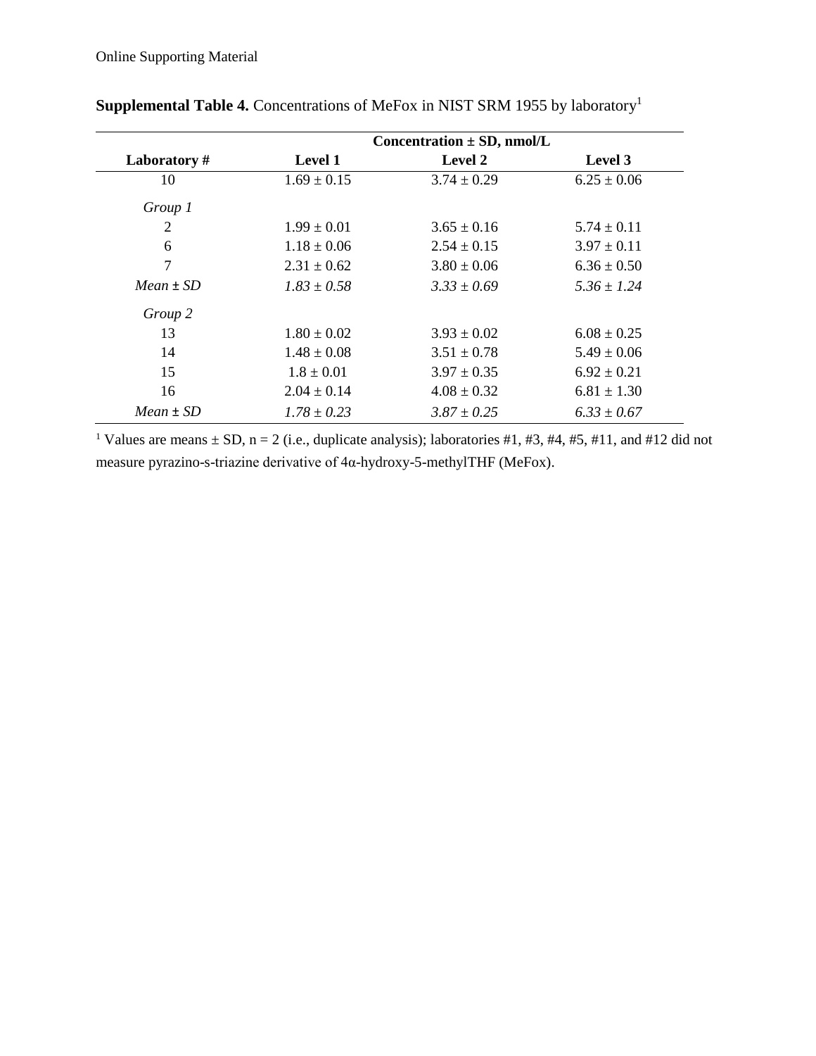**Supplemental Table 4.** Concentrations of MeFox in NIST SRM 1955 by laboratory[1]

| Laboratory # | Concentration ± SD, nmol/L | | |
|---|---|---|---|
| | **Level 1** | **Level 2** | **Level 3** |
| 10 | 1.69 ± 0.15 | 3.74 ± 0.29 | 6.25 ± 0.06 |
| *Group 1* | | | |
| 2 | 1.99 ± 0.01 | 3.65 ± 0.16 | 5.74 ± 0.11 |
| 6 | 1.18 ± 0.06 | 2.54 ± 0.15 | 3.97 ± 0.11 |
| 7 | 2.31 ± 0.62 | 3.80 ± 0.06 | 6.36 ± 0.50 |
| *Mean ± SD* | *1.83 ± 0.58* | *3.33 ± 0.69* | *5.36 ± 1.24* |
| *Group 2* | | | |
| 13 | 1.80 ± 0.02 | 3.93 ± 0.02 | 6.08 ± 0.25 |
| 14 | 1.48 ± 0.08 | 3.51 ± 0.78 | 5.49 ± 0.06 |
| 15 | 1.8 ± 0.01 | 3.97 ± 0.35 | 6.92 ± 0.21 |
| 16 | 2.04 ± 0.14 | 4.08 ± 0.32 | 6.81 ± 1.30 |
| *Mean ± SD* | *1.78 ± 0.23* | *3.87 ± 0.25* | *6.33 ± 0.67* |

[1] Values are means ± SD, n = 2 (i.e., duplicate analysis); laboratories #1, #3, #4, #5, #11, and #12 did not measure pyrazino-s-triazine derivative of 4α-hydroxy-5-methylTHF (MeFox).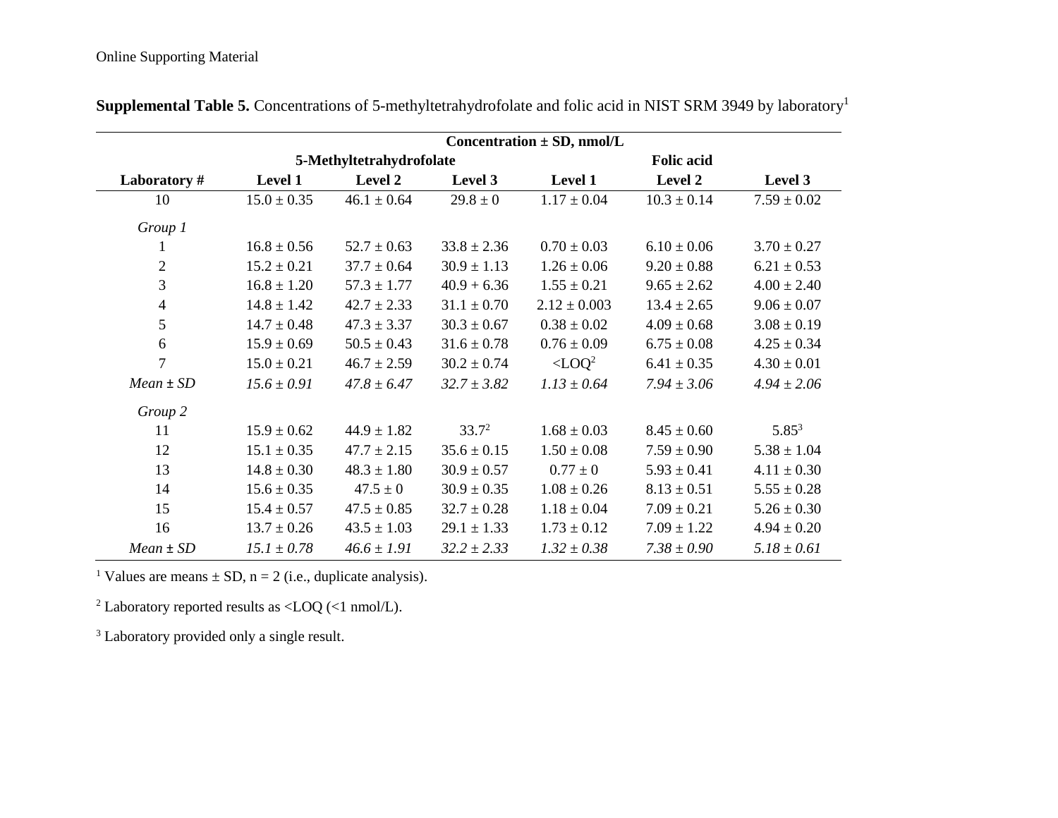**Supplemental Table 5.** Concentrations of 5-methyltetrahydrofolate and folic acid in NIST SRM 3949 by laboratory[1]

| | Concentration ± SD, nmol/L | | | | | |
|---|---|---|---|---|---|---|
| | 5-Methyltetrahydrofolate | | | Folic acid | | |
| **Laboratory #** | **Level 1** | **Level 2** | **Level 3** | **Level 1** | **Level 2** | **Level 3** |
| 10 | 15.0 ± 0.35 | 46.1 ± 0.64 | 29.8 ± 0 | 1.17 ± 0.04 | 10.3 ± 0.14 | 7.59 ± 0.02 |
| *Group 1* | | | | | | |
| 1 | 16.8 ± 0.56 | 52.7 ± 0.63 | 33.8 ± 2.36 | 0.70 ± 0.03 | 6.10 ± 0.06 | 3.70 ± 0.27 |
| 2 | 15.2 ± 0.21 | 37.7 ± 0.64 | 30.9 ± 1.13 | 1.26 ± 0.06 | 9.20 ± 0.88 | 6.21 ± 0.53 |
| 3 | 16.8 ± 1.20 | 57.3 ± 1.77 | 40.9 + 6.36 | 1.55 ± 0.21 | 9.65 ± 2.62 | 4.00 ± 2.40 |
| 4 | 14.8 ± 1.42 | 42.7 ± 2.33 | 31.1 ± 0.70 | 2.12 ± 0.003 | 13.4 ± 2.65 | 9.06 ± 0.07 |
| 5 | 14.7 ± 0.48 | 47.3 ± 3.37 | 30.3 ± 0.67 | 0.38 ± 0.02 | 4.09 ± 0.68 | 3.08 ± 0.19 |
| 6 | 15.9 ± 0.69 | 50.5 ± 0.43 | 31.6 ± 0.78 | 0.76 ± 0.09 | 6.75 ± 0.08 | 4.25 ± 0.34 |
| 7 | 15.0 ± 0.21 | 46.7 ± 2.59 | 30.2 ± 0.74 | <LOQ[2] | 6.41 ± 0.35 | 4.30 ± 0.01 |
| *Mean ± SD* | *15.6 ± 0.91* | *47.8 ± 6.47* | *32.7 ± 3.82* | *1.13 ± 0.64* | *7.94 ± 3.06* | *4.94 ± 2.06* |
| *Group 2* | | | | | | |
| 11 | 15.9 ± 0.62 | 44.9 ± 1.82 | 33.7[2] | 1.68 ± 0.03 | 8.45 ± 0.60 | 5.85[3] |
| 12 | 15.1 ± 0.35 | 47.7 ± 2.15 | 35.6 ± 0.15 | 1.50 ± 0.08 | 7.59 ± 0.90 | 5.38 ± 1.04 |
| 13 | 14.8 ± 0.30 | 48.3 ± 1.80 | 30.9 ± 0.57 | 0.77 ± 0 | 5.93 ± 0.41 | 4.11 ± 0.30 |
| 14 | 15.6 ± 0.35 | 47.5 ± 0 | 30.9 ± 0.35 | 1.08 ± 0.26 | 8.13 ± 0.51 | 5.55 ± 0.28 |
| 15 | 15.4 ± 0.57 | 47.5 ± 0.85 | 32.7 ± 0.28 | 1.18 ± 0.04 | 7.09 ± 0.21 | 5.26 ± 0.30 |
| 16 | 13.7 ± 0.26 | 43.5 ± 1.03 | 29.1 ± 1.33 | 1.73 ± 0.12 | 7.09 ± 1.22 | 4.94 ± 0.20 |
| *Mean ± SD* | *15.1 ± 0.78* | *46.6 ± 1.91* | *32.2 ± 2.33* | *1.32 ± 0.38* | *7.38 ± 0.90* | *5.18 ± 0.61* |

[1] Values are means ± SD, n = 2 (i.e., duplicate analysis).

[2] Laboratory reported results as <LOQ (<1 nmol/L).

[3] Laboratory provided only a single result.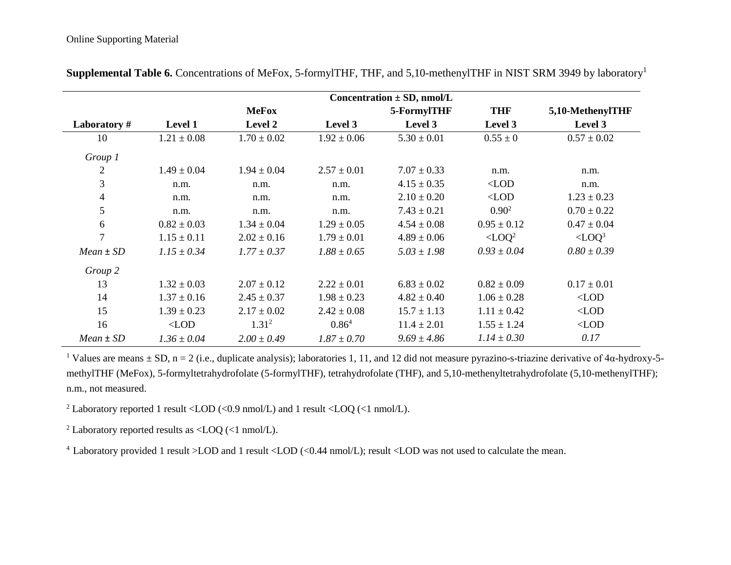Online Supporting Material

**Supplemental Table 6.** Concentrations of MeFox, 5-formylTHF, THF, and 5,10-methenylTHF in NIST SRM 3949 by laboratory[1]

| | Concentration ± SD, nmol/L | | | | | |
|---|---|---|---|---|---|---|
| | MeFox | | | 5-FormylTHF | THF | 5,10-MethenylTHF |
| **Laboratory #** | **Level 1** | **Level 2** | **Level 3** | **Level 3** | **Level 3** | **Level 3** |
| 10 | 1.21 ± 0.08 | 1.70 ± 0.02 | 1.92 ± 0.06 | 5.30 ± 0.01 | 0.55 ± 0 | 0.57 ± 0.02 |
| *Group 1* | | | | | | |
| 2 | 1.49 ± 0.04 | 1.94 ± 0.04 | 2.57 ± 0.01 | 7.07 ± 0.33 | n.m. | n.m. |
| 3 | n.m. | n.m. | n.m. | 4.15 ± 0.35 | <LOD | n.m. |
| 4 | n.m. | n.m. | n.m. | 2.10 ± 0.20 | <LOD | 1.23 ± 0.23 |
| 5 | n.m. | n.m. | n.m. | 7.43 ± 0.21 | 0.90[2] | 0.70 ± 0.22 |
| 6 | 0.82 ± 0.03 | 1.34 ± 0.04 | 1.29 ± 0.05 | 4.54 ± 0.08 | 0.95 ± 0.12 | 0.47 ± 0.04 |
| 7 | 1.15 ± 0.11 | 2.02 ± 0.16 | 1.79 ± 0.01 | 4.89 ± 0.06 | <LOQ[2] | <LOQ[3] |
| *Mean ± SD* | *1.15 ± 0.34* | *1.77 ± 0.37* | *1.88 ± 0.65* | *5.03 ± 1.98* | *0.93 ± 0.04* | *0.80 ± 0.39* |
| *Group 2* | | | | | | |
| 13 | 1.32 ± 0.03 | 2.07 ± 0.12 | 2.22 ± 0.01 | 6.83 ± 0.02 | 0.82 ± 0.09 | 0.17 ± 0.01 |
| 14 | 1.37 ± 0.16 | 2.45 ± 0.37 | 1.98 ± 0.23 | 4.82 ± 0.40 | 1.06 ± 0.28 | <LOD |
| 15 | 1.39 ± 0.23 | 2.17 ± 0.02 | 2.42 ± 0.08 | 15.7 ± 1.13 | 1.11 ± 0.42 | <LOD |
| 16 | <LOD | 1.31[2] | 0.86[4] | 11.4 ± 2.01 | 1.55 ± 1.24 | <LOD |
| *Mean ± SD* | *1.36 ± 0.04* | *2.00 ± 0.49* | *1.87 ± 0.70* | *9.69 ± 4.86* | *1.14 ± 0.30* | *0.17* |

[1] Values are means ± SD, n = 2 (i.e., duplicate analysis); laboratories 1, 11, and 12 did not measure pyrazino-s-triazine derivative of 4α-hydroxy-5-methylTHF (MeFox), 5-formyltetrahydrofolate (5-formylTHF), tetrahydrofolate (THF), and 5,10-methenyltetrahydrofolate (5,10-methenylTHF); n.m., not measured.

[2] Laboratory reported 1 result <LOD (<0.9 nmol/L) and 1 result <LOQ (<1 nmol/L).

[2] Laboratory reported results as <LOQ (<1 nmol/L).

[4] Laboratory provided 1 result >LOD and 1 result <LOD (<0.44 nmol/L); result <LOD was not used to calculate the mean.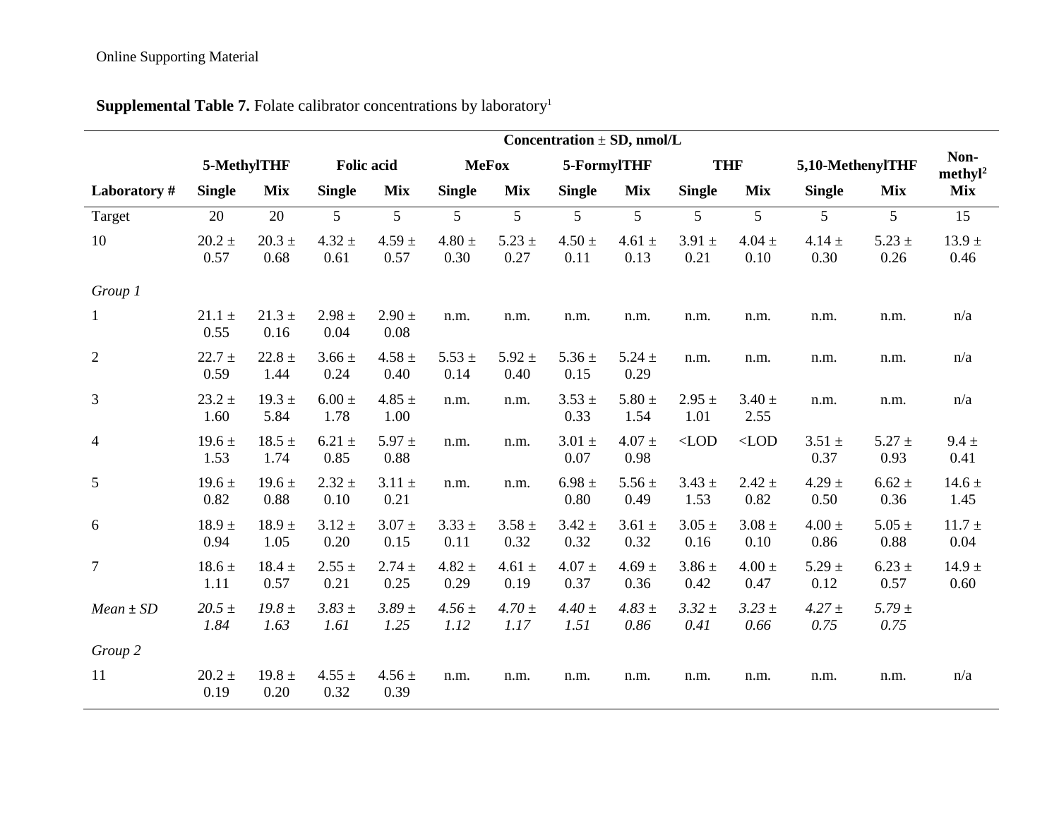Online Supporting Material

**Supplemental Table 7.** Folate calibrator concentrations by laboratory[1]

| | Concentration ± SD, nmol/L | | | | | | | | | | | | |
|---|---|---|---|---|---|---|---|---|---|---|---|---|---|
| | **5-MethylTHF** | | **Folic acid** | | **MeFox** | | **5-FormylTHF** | | **THF** | | **5,10-MethenylTHF** | | **Non-methyl[2]** |
| **Laboratory #** | **Single** | **Mix** | **Single** | **Mix** | **Single** | **Mix** | **Single** | **Mix** | **Single** | **Mix** | **Single** | **Mix** | **Mix** |
| Target | 20 | 20 | 5 | 5 | 5 | 5 | 5 | 5 | 5 | 5 | 5 | 5 | 15 |
| 10 | 20.2 ± 0.57 | 20.3 ± 0.68 | 4.32 ± 0.61 | 4.59 ± 0.57 | 4.80 ± 0.30 | 5.23 ± 0.27 | 4.50 ± 0.11 | 4.61 ± 0.13 | 3.91 ± 0.21 | 4.04 ± 0.10 | 4.14 ± 0.30 | 5.23 ± 0.26 | 13.9 ± 0.46 |
| *Group 1* | | | | | | | | | | | | | |
| 1 | 21.1 ± 0.55 | 21.3 ± 0.16 | 2.98 ± 0.04 | 2.90 ± 0.08 | n.m. | n.m. | n.m. | n.m. | n.m. | n.m. | n.m. | n.m. | n/a |
| 2 | 22.7 ± 0.59 | 22.8 ± 1.44 | 3.66 ± 0.24 | 4.58 ± 0.40 | 5.53 ± 0.14 | 5.92 ± 0.40 | 5.36 ± 0.15 | 5.24 ± 0.29 | n.m. | n.m. | n.m. | n.m. | n/a |
| 3 | 23.2 ± 1.60 | 19.3 ± 5.84 | 6.00 ± 1.78 | 4.85 ± 1.00 | n.m. | n.m. | 3.53 ± 0.33 | 5.80 ± 1.54 | 2.95 ± 1.01 | 3.40 ± 2.55 | n.m. | n.m. | n/a |
| 4 | 19.6 ± 1.53 | 18.5 ± 1.74 | 6.21 ± 0.85 | 5.97 ± 0.88 | n.m. | n.m. | 3.01 ± 0.07 | 4.07 ± 0.98 | <LOD | <LOD | 3.51 ± 0.37 | 5.27 ± 0.93 | 9.4 ± 0.41 |
| 5 | 19.6 ± 0.82 | 19.6 ± 0.88 | 2.32 ± 0.10 | 3.11 ± 0.21 | n.m. | n.m. | 6.98 ± 0.80 | 5.56 ± 0.49 | 3.43 ± 1.53 | 2.42 ± 0.82 | 4.29 ± 0.50 | 6.62 ± 0.36 | 14.6 ± 1.45 |
| 6 | 18.9 ± 0.94 | 18.9 ± 1.05 | 3.12 ± 0.20 | 3.07 ± 0.15 | 3.33 ± 0.11 | 3.58 ± 0.32 | 3.42 ± 0.32 | 3.61 ± 0.32 | 3.05 ± 0.16 | 3.08 ± 0.10 | 4.00 ± 0.86 | 5.05 ± 0.88 | 11.7 ± 0.04 |
| 7 | 18.6 ± 1.11 | 18.4 ± 0.57 | 2.55 ± 0.21 | 2.74 ± 0.25 | 4.82 ± 0.29 | 4.61 ± 0.19 | 4.07 ± 0.37 | 4.69 ± 0.36 | 3.86 ± 0.42 | 4.00 ± 0.47 | 5.29 ± 0.12 | 6.23 ± 0.57 | 14.9 ± 0.60 |
| *Mean ± SD* | *20.5 ± 1.84* | *19.8 ± 1.63* | *3.83 ± 1.61* | *3.89 ± 1.25* | *4.56 ± 1.12* | *4.70 ± 1.17* | *4.40 ± 1.51* | *4.83 ± 0.86* | *3.32 ± 0.41* | *3.23 ± 0.66* | *4.27 ± 0.75* | *5.79 ± 0.75* | |
| *Group 2* | | | | | | | | | | | | | |
| 11 | 20.2 ± 0.19 | 19.8 ± 0.20 | 4.55 ± 0.32 | 4.56 ± 0.39 | n.m. | n.m. | n.m. | n.m. | n.m. | n.m. | n.m. | n.m. | n/a |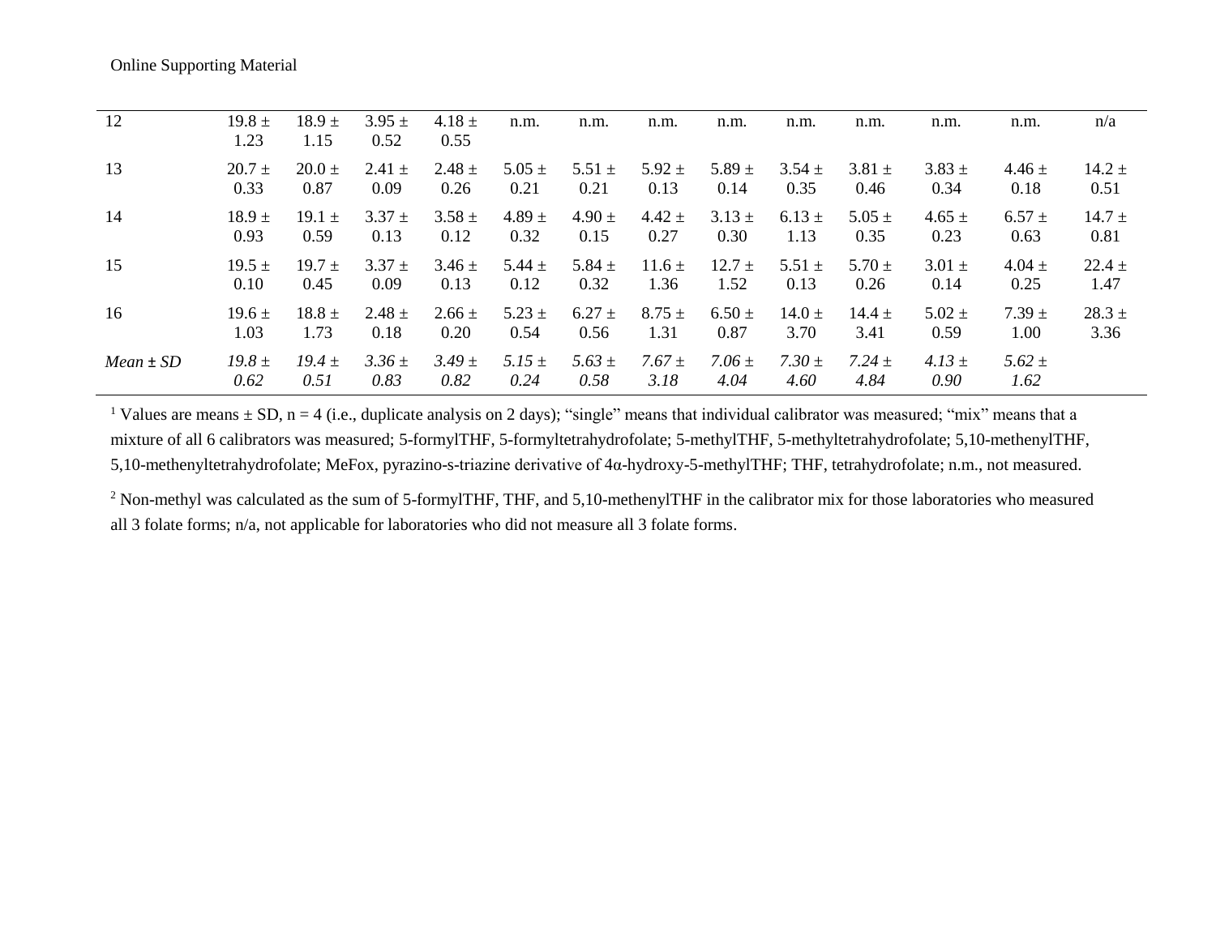Online Supporting Material

| | | | | | | | | | | | | | |
|---|---|---|---|---|---|---|---|---|---|---|---|---|---|
| 12 | 19.8 ± 1.23 | 18.9 ± 1.15 | 3.95 ± 0.52 | 4.18 ± 0.55 | n.m. | n.m. | n.m. | n.m. | n.m. | n.m. | n.m. | n.m. | n/a |
| 13 | 20.7 ± 0.33 | 20.0 ± 0.87 | 2.41 ± 0.09 | 2.48 ± 0.26 | 5.05 ± 0.21 | 5.51 ± 0.21 | 5.92 ± 0.13 | 5.89 ± 0.14 | 3.54 ± 0.35 | 3.81 ± 0.46 | 3.83 ± 0.34 | 4.46 ± 0.18 | 14.2 ± 0.51 |
| 14 | 18.9 ± 0.93 | 19.1 ± 0.59 | 3.37 ± 0.13 | 3.58 ± 0.12 | 4.89 ± 0.32 | 4.90 ± 0.15 | 4.42 ± 0.27 | 3.13 ± 0.30 | 6.13 ± 1.13 | 5.05 ± 0.35 | 4.65 ± 0.23 | 6.57 ± 0.63 | 14.7 ± 0.81 |
| 15 | 19.5 ± 0.10 | 19.7 ± 0.45 | 3.37 ± 0.09 | 3.46 ± 0.13 | 5.44 ± 0.12 | 5.84 ± 0.32 | 11.6 ± 1.36 | 12.7 ± 1.52 | 5.51 ± 0.13 | 5.70 ± 0.26 | 3.01 ± 0.14 | 4.04 ± 0.25 | 22.4 ± 1.47 |
| 16 | 19.6 ± 1.03 | 18.8 ± 1.73 | 2.48 ± 0.18 | 2.66 ± 0.20 | 5.23 ± 0.54 | 6.27 ± 0.56 | 8.75 ± 1.31 | 6.50 ± 0.87 | 14.0 ± 3.70 | 14.4 ± 3.41 | 5.02 ± 0.59 | 7.39 ± 1.00 | 28.3 ± 3.36 |
| *Mean ± SD* | *19.8 ± 0.62* | *19.4 ± 0.51* | *3.36 ± 0.83* | *3.49 ± 0.82* | *5.15 ± 0.24* | *5.63 ± 0.58* | *7.67 ± 3.18* | *7.06 ± 4.04* | *7.30 ± 4.60* | *7.24 ± 4.84* | *4.13 ± 0.90* | *5.62 ± 1.62* | |

[1] Values are means ± SD, n = 4 (i.e., duplicate analysis on 2 days); "single" means that individual calibrator was measured; "mix" means that a mixture of all 6 calibrators was measured; 5-formylTHF, 5-formyltetrahydrofolate; 5-methylTHF, 5-methyltetrahydrofolate; 5,10-methenylTHF, 5,10-methenyltetrahydrofolate; MeFox, pyrazino-s-triazine derivative of 4α-hydroxy-5-methylTHF; THF, tetrahydrofolate; n.m., not measured.

[2] Non-methyl was calculated as the sum of 5-formylTHF, THF, and 5,10-methenylTHF in the calibrator mix for those laboratories who measured all 3 folate forms; n/a, not applicable for laboratories who did not measure all 3 folate forms.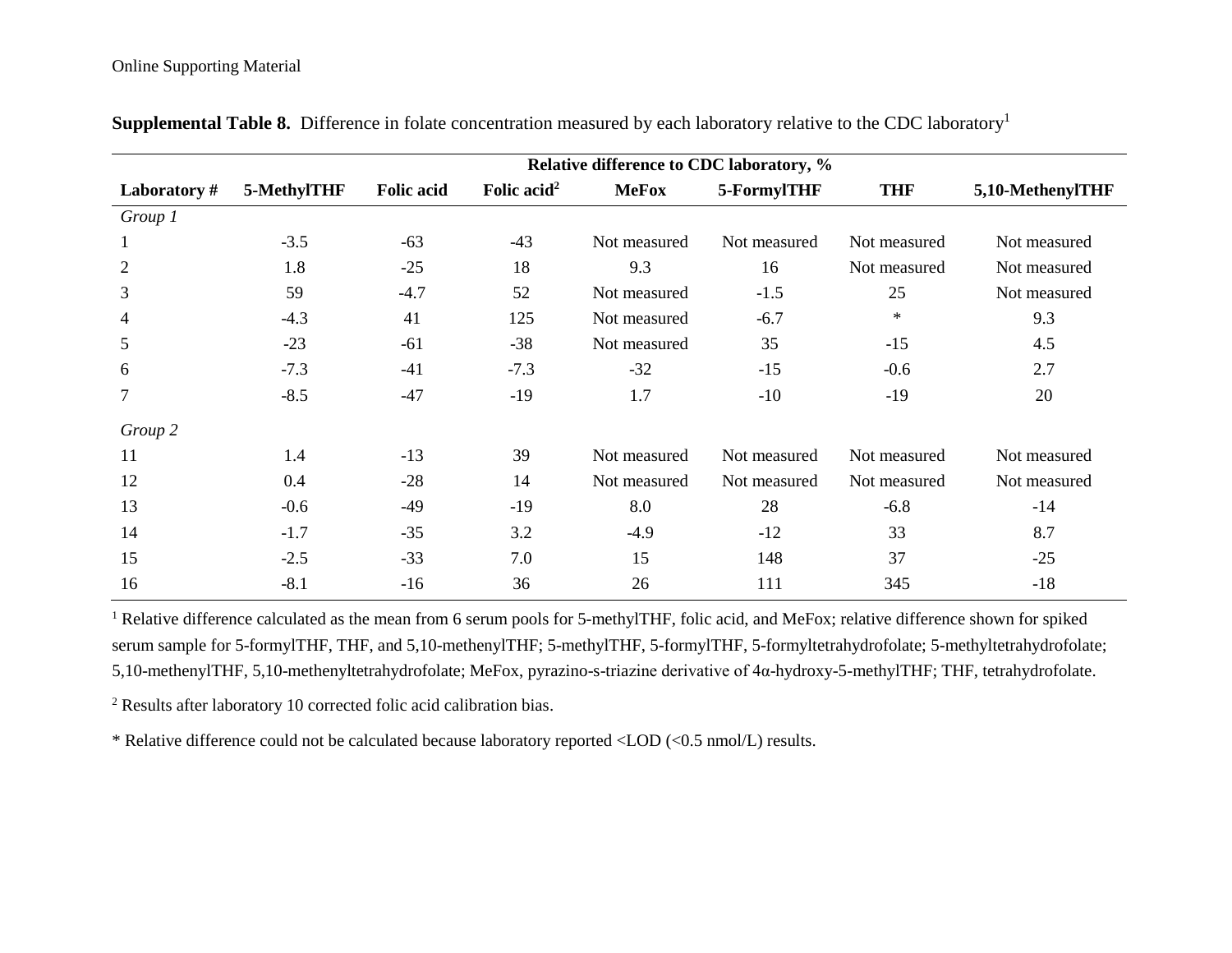Online Supporting Material

**Supplemental Table 8.** Difference in folate concentration measured by each laboratory relative to the CDC laboratory[1]

| | Relative difference to CDC laboratory, % | | | | | | |
|---|---|---|---|---|---|---|---|
| **Laboratory #** | **5-MethylTHF** | **Folic acid** | **Folic acid[2]** | **MeFox** | **5-FormylTHF** | **THF** | **5,10-MethenylTHF** |
| *Group 1* | | | | | | | |
| 1 | -3.5 | -63 | -43 | Not measured | Not measured | Not measured | Not measured |
| 2 | 1.8 | -25 | 18 | 9.3 | 16 | Not measured | Not measured |
| 3 | 59 | -4.7 | 52 | Not measured | -1.5 | 25 | Not measured |
| 4 | -4.3 | 41 | 125 | Not measured | -6.7 | * | 9.3 |
| 5 | -23 | -61 | -38 | Not measured | 35 | -15 | 4.5 |
| 6 | -7.3 | -41 | -7.3 | -32 | -15 | -0.6 | 2.7 |
| 7 | -8.5 | -47 | -19 | 1.7 | -10 | -19 | 20 |
| *Group 2* | | | | | | | |
| 11 | 1.4 | -13 | 39 | Not measured | Not measured | Not measured | Not measured |
| 12 | 0.4 | -28 | 14 | Not measured | Not measured | Not measured | Not measured |
| 13 | -0.6 | -49 | -19 | 8.0 | 28 | -6.8 | -14 |
| 14 | -1.7 | -35 | 3.2 | -4.9 | -12 | 33 | 8.7 |
| 15 | -2.5 | -33 | 7.0 | 15 | 148 | 37 | -25 |
| 16 | -8.1 | -16 | 36 | 26 | 111 | 345 | -18 |

[1] Relative difference calculated as the mean from 6 serum pools for 5-methylTHF, folic acid, and MeFox; relative difference shown for spiked serum sample for 5-formylTHF, THF, and 5,10-methenylTHF; 5-methylTHF, 5-formylTHF, 5-formyltetrahydrofolate; 5-methyltetrahydrofolate; 5,10-methenylTHF, 5,10-methenyltetrahydrofolate; MeFox, pyrazino-s-triazine derivative of 4α-hydroxy-5-methylTHF; THF, tetrahydrofolate.

[2] Results after laboratory 10 corrected folic acid calibration bias.

* Relative difference could not be calculated because laboratory reported <LOD (<0.5 nmol/L) results.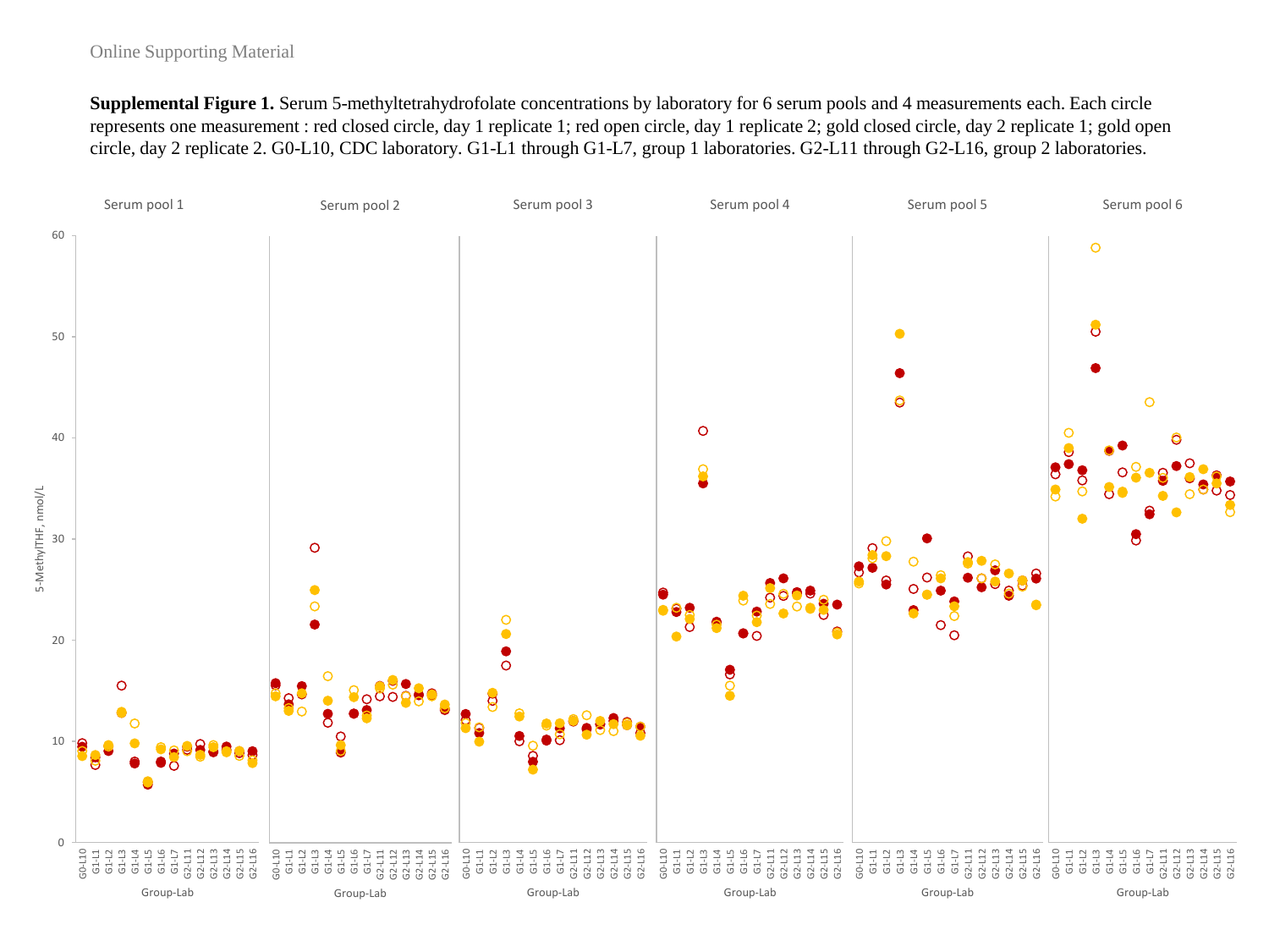Online Supporting Material

**Supplemental Figure 1.** Serum 5-methyltetrahydrofolate concentrations by laboratory for 6 serum pools and 4 measurements each. Each circle represents one measurement : red closed circle, day 1 replicate 1; red open circle, day 1 replicate 2; gold closed circle, day 2 replicate 1; gold open circle, day 2 replicate 2. G0-L10, CDC laboratory. G1-L1 through G1-L7, group 1 laboratories. G2-L11 through G2-L16, group 2 laboratories.

Serum pool 1 | Serum pool 2 | Serum pool 3 | Serum pool 4 | Serum pool 5 | Serum pool 6

5-MethylTHF, nmol/L

Group-Lab

G0-L10, G1-L1, G1-L2, G1-L3, G1-L4, G1-L5, G1-L6, G1-L7, G2-L11, G2-L12, G2-L13, G2-L14, G2-L15, G2-L16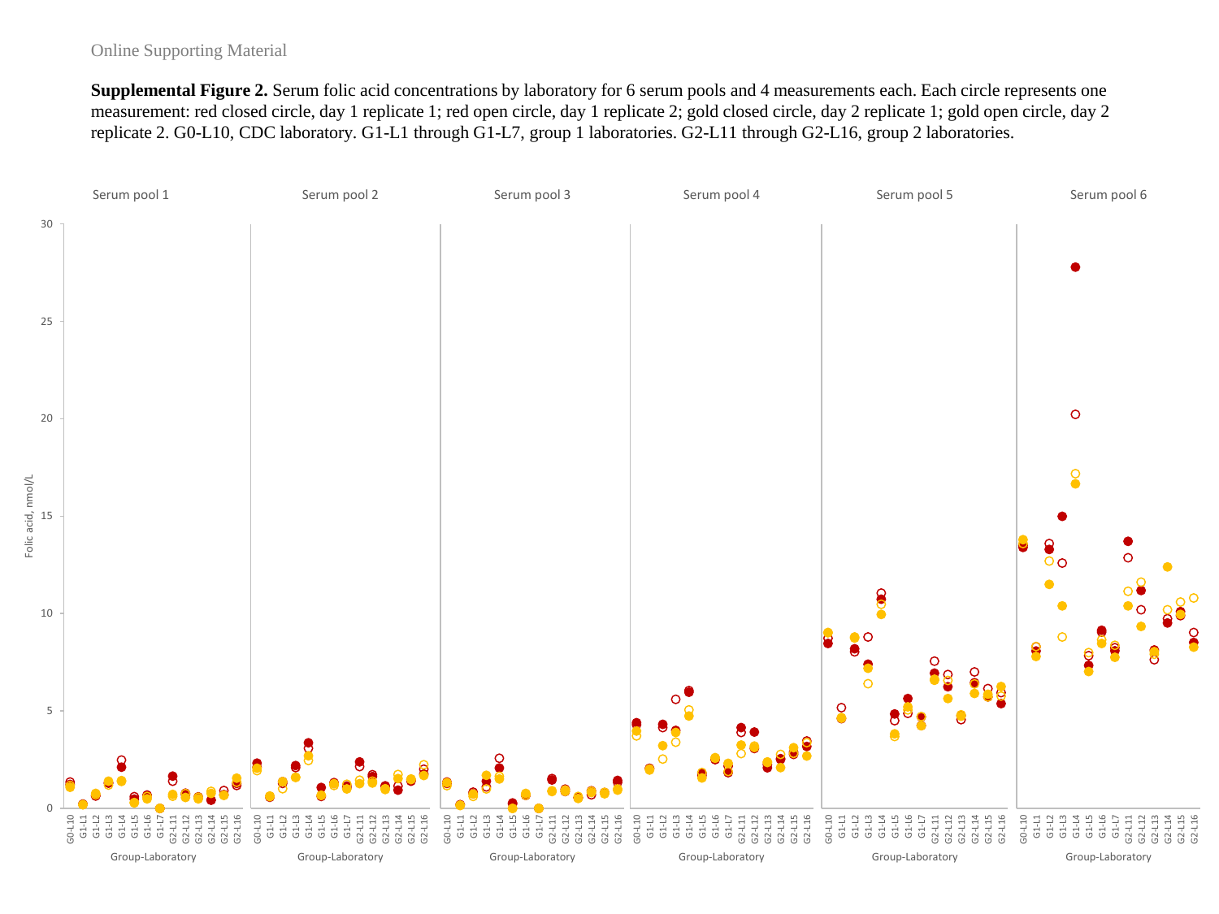Online Supporting Material

**Supplemental Figure 2.** Serum folic acid concentrations by laboratory for 6 serum pools and 4 measurements each. Each circle represents one measurement: red closed circle, day 1 replicate 1; red open circle, day 1 replicate 2; gold closed circle, day 2 replicate 1; gold open circle, day 2 replicate 2. G0-L10, CDC laboratory. G1-L1 through G1-L7, group 1 laboratories. G2-L11 through G2-L16, group 2 laboratories.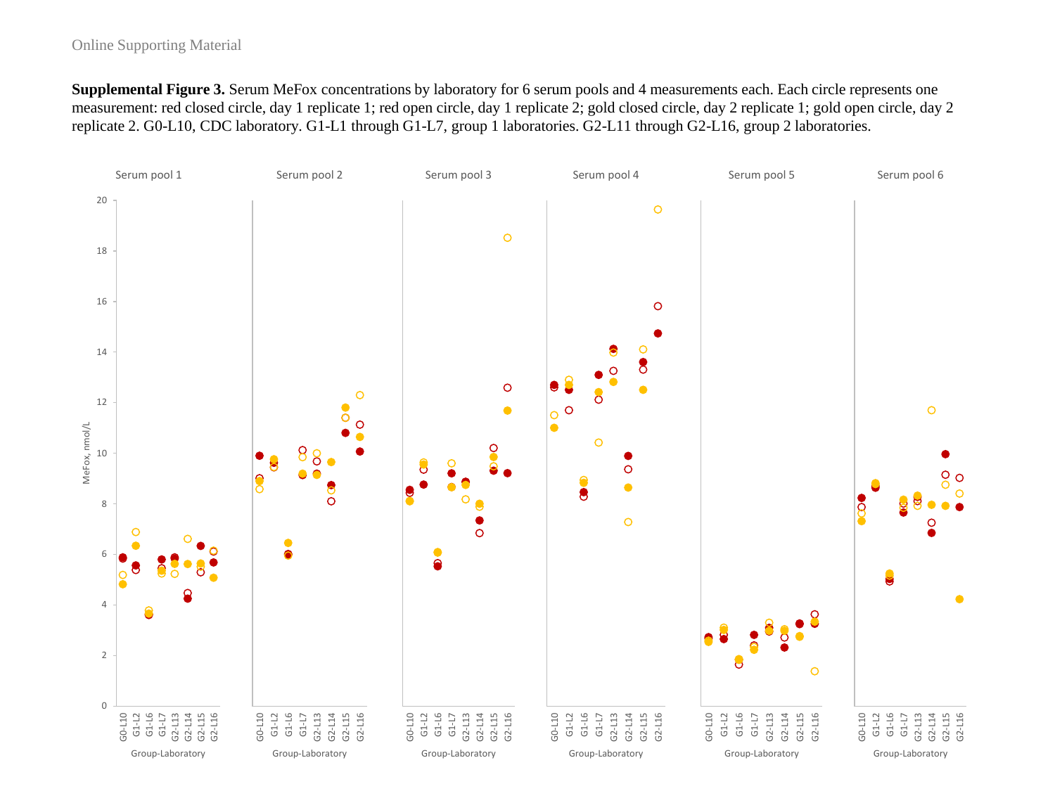**Supplemental Figure 3.** Serum MeFox concentrations by laboratory for 6 serum pools and 4 measurements each. Each circle represents one measurement: red closed circle, day 1 replicate 1; red open circle, day 1 replicate 2; gold closed circle, day 2 replicate 1; gold open circle, day 2 replicate 2. G0-L10, CDC laboratory. G1-L1 through G1-L7, group 1 laboratories. G2-L11 through G2-L16, group 2 laboratories.

Serum pool 1

Serum pool 2

Serum pool 3

Serum pool 4

Serum pool 5

Serum pool 6

MeFox, nmol/L

0

2

4

6

8

10

12

14

16

18

20

G0-L10 G1-L2 G1-L6 G1-L7 G2-L13 G2-L14 G2-L15 G2-L16

Group-Laboratory